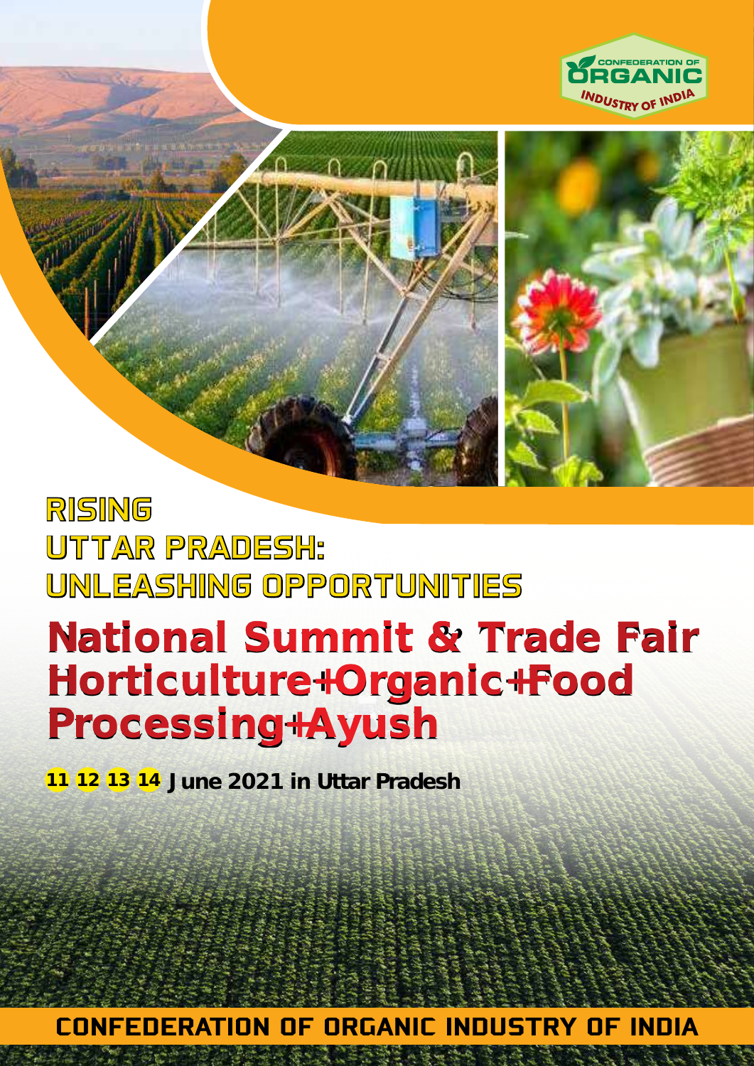CONFEDERATION OF ORGANIC INDUSTRY OF INDIA

# RISING UTTAR PRADESH: UNLEASHING OPPORTUNITIES

## National Summit & Trade Fair Horticulture+Organic+Food Processing+Ayush

**11 12 13 14 June 2021 in Uttar Pradesh**

**CONFEDERATION OF ORGANIC INDUSTRY OF INDIA**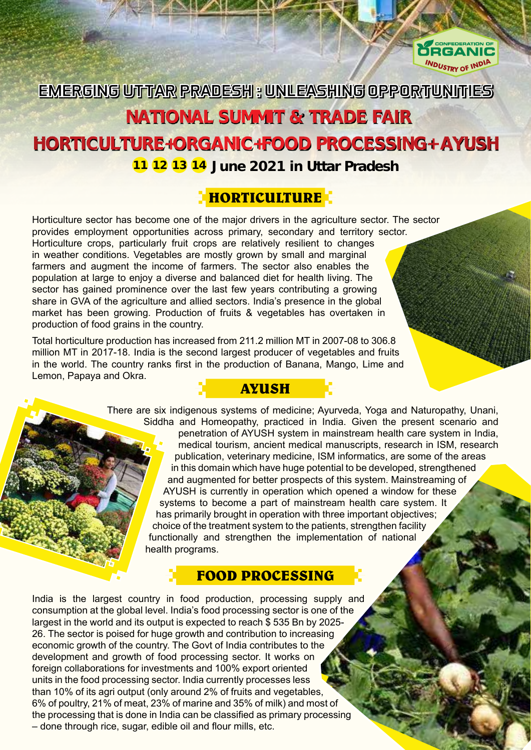CONFEDERATION OF ORGANIC INDUSTRY OF INDIA

# EMERGING UTTAR PRADESH : UNLEASHING OPPORTUNITIES

# NATIONAL SUMMIT & TRADE FAIR

# HORTICULTURE+ORGANIC+FOOD PROCESSING+ AYUSH

**11 12 13 14 June 2021 in Uttar Pradesh**

## HORTICULTURE

Horticulture sector has become one of the major drivers in the agriculture sector. The sector provides employment opportunities across primary, secondary and territory sector. Horticulture crops, particularly fruit crops are relatively resilient to changes in weather conditions. Vegetables are mostly grown by small and marginal farmers and augment the income of farmers. The sector also enables the population at large to enjoy a diverse and balanced diet for health living. The sector has gained prominence over the last few years contributing a growing share in GVA of the agriculture and allied sectors. India's presence in the global market has been growing. Production of fruits & vegetables has overtaken in production of food grains in the country.

Total horticulture production has increased from 211.2 million MT in 2007-08 to 306.8 million MT in 2017-18. India is the second largest producer of vegetables and fruits in the world. The country ranks first in the production of Banana, Mango, Lime and Lemon, Papaya and Okra.

## AYUSH

There are six indigenous systems of medicine; Ayurveda, Yoga and Naturopathy, Unani, Siddha and Homeopathy, practiced in India. Given the present scenario and penetration of AYUSH system in mainstream health care system in India, medical tourism, ancient medical manuscripts, research in ISM, research publication, veterinary medicine, ISM informatics, are some of the areas in this domain which have huge potential to be developed, strengthened and augmented for better prospects of this system. Mainstreaming of AYUSH is currently in operation which opened a window for these systems to become a part of mainstream health care system. It has primarily brought in operation with three important objectives; choice of the treatment system to the patients, strengthen facility functionally and strengthen the implementation of national health programs.

## FOOD PROCESSING

India is the largest country in food production, processing supply and consumption at the global level. India's food processing sector is one of the largest in the world and its output is expected to reach $ 535 Bn by 2025-26. The sector is poised for huge growth and contribution to increasing economic growth of the country. The Govt of India contributes to the development and growth of food processing sector. It works on foreign collaborations for investments and 100% export oriented units in the food processing sector. India currently processes less than 10% of its agri output (only around 2% of fruits and vegetables, 6% of poultry, 21% of meat, 23% of marine and 35% of milk) and most of the processing that is done in India can be classified as primary processing – done through rice, sugar, edible oil and flour mills, etc.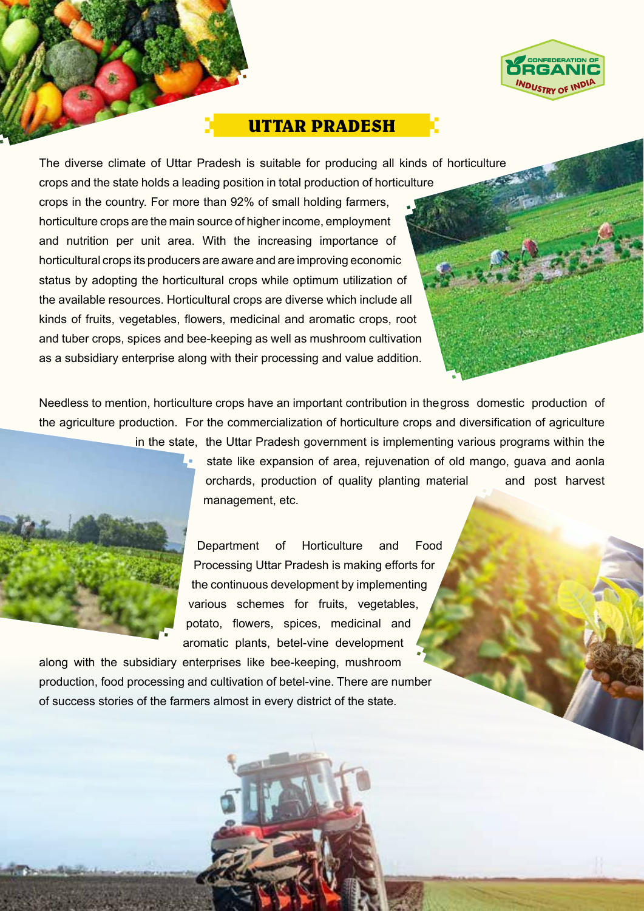# UTTAR PRADESH

The diverse climate of Uttar Pradesh is suitable for producing all kinds of horticulture crops and the state holds a leading position in total production of horticulture crops in the country. For more than 92% of small holding farmers, horticulture crops are the main source of higher income, employment and nutrition per unit area. With the increasing importance of horticultural crops its producers are aware and are improving economic status by adopting the horticultural crops while optimum utilization of the available resources. Horticultural crops are diverse which include all kinds of fruits, vegetables, flowers, medicinal and aromatic crops, root and tuber crops, spices and bee-keeping as well as mushroom cultivation as a subsidiary enterprise along with their processing and value addition.

Needless to mention, horticulture crops have an important contribution in the gross domestic production of the agriculture production. For the commercialization of horticulture crops and diversification of agriculture in the state, the Uttar Pradesh government is implementing various programs within the state like expansion of area, rejuvenation of old mango, guava and aonla orchards, production of quality planting material and post harvest management, etc.

Department of Horticulture and Food Processing Uttar Pradesh is making efforts for the continuous development by implementing various schemes for fruits, vegetables, potato, flowers, spices, medicinal and aromatic plants, betel-vine development along with the subsidiary enterprises like bee-keeping, mushroom production, food processing and cultivation of betel-vine. There are number of success stories of the farmers almost in every district of the state.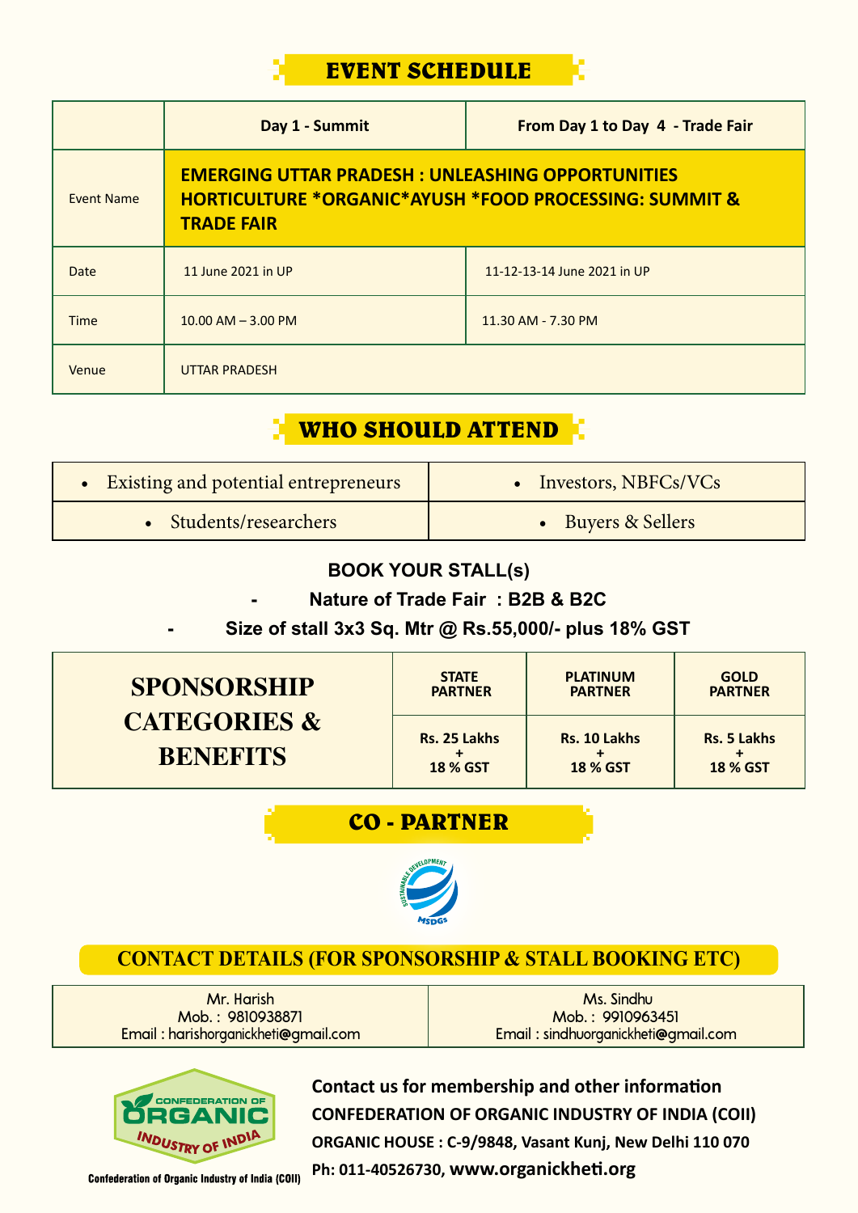## EVENT SCHEDULE

| | Day 1 - Summit | From Day 1 to Day 4 - Trade Fair |
|---|---|---|
| Event Name | **EMERGING UTTAR PRADESH : UNLEASHING OPPORTUNITIES HORTICULTURE *ORGANIC*AYUSH *FOOD PROCESSING: SUMMIT & TRADE FAIR** | |
| Date | 11 June 2021 in UP | 11-12-13-14 June 2021 in UP |
| Time | 10.00 AM – 3.00 PM | 11.30 AM - 7.30 PM |
| Venue | UTTAR PRADESH | |

## WHO SHOULD ATTEND

| | |
|---|---|
| • Existing and potential entrepreneurs | • Investors, NBFCs/VCs |
| • Students/researchers | • Buyers & Sellers |

**BOOK YOUR STALL(s)**

- **Nature of Trade Fair : B2B & B2C**
- **Size of stall 3x3 Sq. Mtr @ Rs.55,000/- plus 18% GST**

| SPONSORSHIP CATEGORIES & BENEFITS | STATE PARTNER | PLATINUM PARTNER | GOLD PARTNER |
|---|---|---|---|
| | Rs. 25 Lakhs + 18 % GST | Rs. 10 Lakhs + 18 % GST | Rs. 5 Lakhs + 18 % GST |

## CO - PARTNER

SUSTAINABLE DEVELOPMENT
MSDGS

## CONTACT DETAILS (FOR SPONSORSHIP & STALL BOOKING ETC)

| | |
|---|---|
| Mr. Harish<br>Mob. : 9810938871<br>Email : harishorganickheti@gmail.com | Ms. Sindhu<br>Mob. : 9910963451<br>Email : sindhuorganickheti@gmail.com |

CONFEDERATION OF ORGANIC INDUSTRY OF INDIA

Confederation of Organic Industry of India (COII)

**Contact us for membership and other information**
**CONFEDERATION OF ORGANIC INDUSTRY OF INDIA (COII)**
**ORGANIC HOUSE : C-9/9848, Vasant Kunj, New Delhi 110 070**
**Ph: 011-40526730, www.organickheti.org**